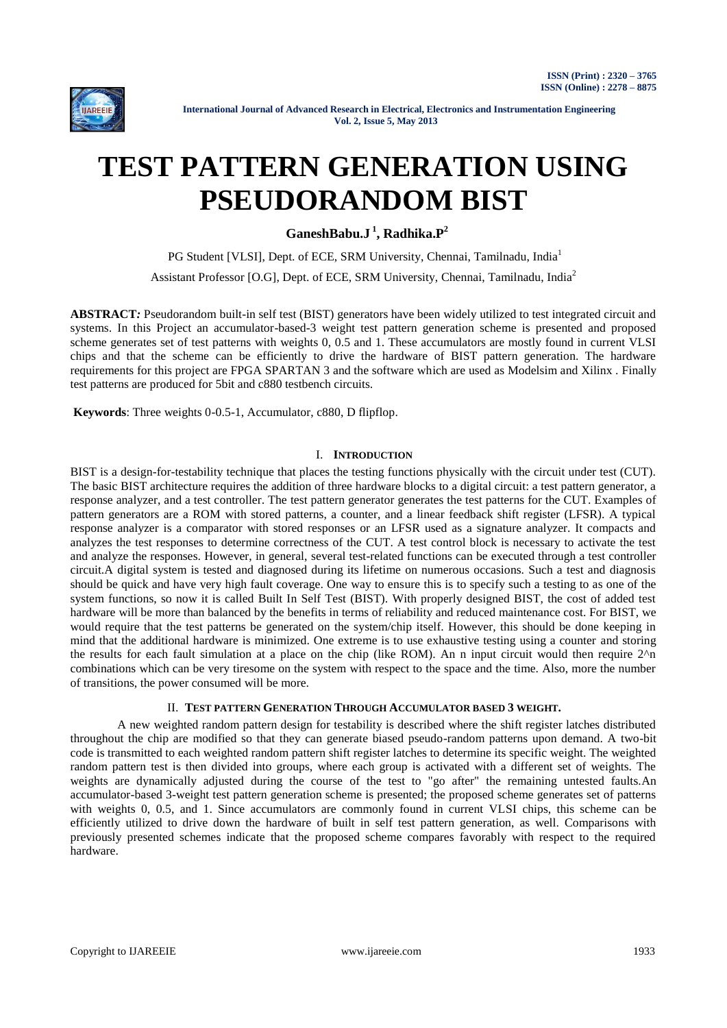# TEST PATTERN GENERATION USING PSEUDORANDOM BIST

**GaneshBabu.J [1], Radhika.P [2]**

PG Student [VLSI], Dept. of ECE, SRM University, Chennai, Tamilnadu, India[1]

Assistant Professor [O.G], Dept. of ECE, SRM University, Chennai, Tamilnadu, India[2]

**ABSTRACT*:*** Pseudorandom built-in self test (BIST) generators have been widely utilized to test integrated circuit and systems. In this Project an accumulator-based-3 weight test pattern generation scheme is presented and proposed scheme generates set of test patterns with weights 0, 0.5 and 1. These accumulators are mostly found in current VLSI chips and that the scheme can be efficiently to drive the hardware of BIST pattern generation. The hardware requirements for this project are FPGA SPARTAN 3 and the software which are used as Modelsim and Xilinx . Finally test patterns are produced for 5bit and c880 testbench circuits.

**Keywords**: Three weights 0-0.5-1, Accumulator, c880, D flipflop.

## I. INTRODUCTION

BIST is a design-for-testability technique that places the testing functions physically with the circuit under test (CUT). The basic BIST architecture requires the addition of three hardware blocks to a digital circuit: a test pattern generator, a response analyzer, and a test controller. The test pattern generator generates the test patterns for the CUT. Examples of pattern generators are a ROM with stored patterns, a counter, and a linear feedback shift register (LFSR). A typical response analyzer is a comparator with stored responses or an LFSR used as a signature analyzer. It compacts and analyzes the test responses to determine correctness of the CUT. A test control block is necessary to activate the test and analyze the responses. However, in general, several test-related functions can be executed through a test controller circuit.A digital system is tested and diagnosed during its lifetime on numerous occasions. Such a test and diagnosis should be quick and have very high fault coverage. One way to ensure this is to specify such a testing to as one of the system functions, so now it is called Built In Self Test (BIST). With properly designed BIST, the cost of added test hardware will be more than balanced by the benefits in terms of reliability and reduced maintenance cost. For BIST, we would require that the test patterns be generated on the system/chip itself. However, this should be done keeping in mind that the additional hardware is minimized. One extreme is to use exhaustive testing using a counter and storing the results for each fault simulation at a place on the chip (like ROM). An n input circuit would then require 2^n combinations which can be very tiresome on the system with respect to the space and the time. Also, more the number of transitions, the power consumed will be more.

## II. TEST PATTERN GENERATION THROUGH ACCUMULATOR BASED 3 WEIGHT.

A new weighted random pattern design for testability is described where the shift register latches distributed throughout the chip are modified so that they can generate biased pseudo-random patterns upon demand. A two-bit code is transmitted to each weighted random pattern shift register latches to determine its specific weight. The weighted random pattern test is then divided into groups, where each group is activated with a different set of weights. The weights are dynamically adjusted during the course of the test to "go after" the remaining untested faults.An accumulator-based 3-weight test pattern generation scheme is presented; the proposed scheme generates set of patterns with weights 0, 0.5, and 1. Since accumulators are commonly found in current VLSI chips, this scheme can be efficiently utilized to drive down the hardware of built in self test pattern generation, as well. Comparisons with previously presented schemes indicate that the proposed scheme compares favorably with respect to the required hardware.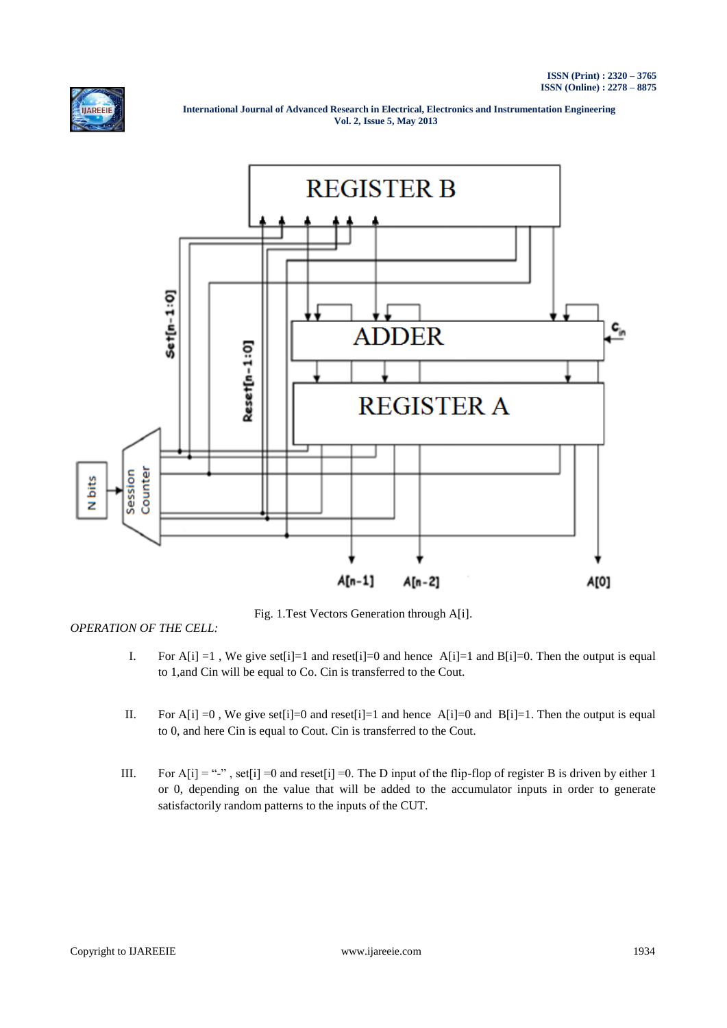Fig. 1.Test Vectors Generation through A[i].

*OPERATION OF THE CELL:*

I. For A[i] =1 , We give set[i]=1 and reset[i]=0 and hence A[i]=1 and B[i]=0. Then the output is equal to 1,and Cin will be equal to Co. Cin is transferred to the Cout.

II. For A[i] =0 , We give set[i]=0 and reset[i]=1 and hence A[i]=0 and B[i]=1. Then the output is equal to 0, and here Cin is equal to Cout. Cin is transferred to the Cout.

III. For A[i] = "-" , set[i] =0 and reset[i] =0. The D input of the flip-flop of register B is driven by either 1 or 0, depending on the value that will be added to the accumulator inputs in order to generate satisfactorily random patterns to the inputs of the CUT.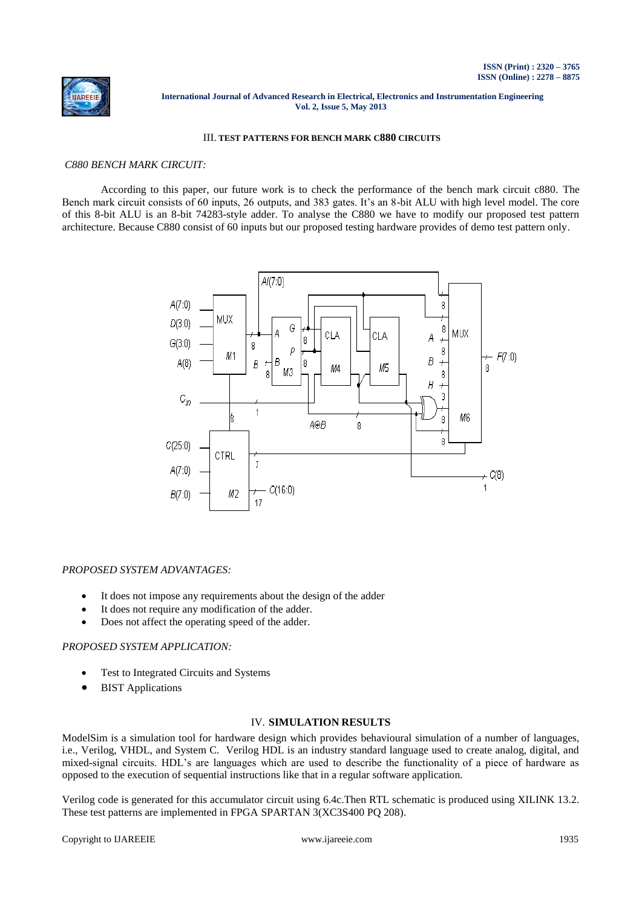### III. TEST PATTERNS FOR BENCH MARK C880 CIRCUITS

*C880 BENCH MARK CIRCUIT:*

According to this paper, our future work is to check the performance of the bench mark circuit c880. The Bench mark circuit consists of 60 inputs, 26 outputs, and 383 gates. It's an 8-bit ALU with high level model. The core of this 8-bit ALU is an 8-bit 74283-style adder. To analyse the C880 we have to modify our proposed test pattern architecture. Because C880 consist of 60 inputs but our proposed testing hardware provides of demo test pattern only.

*PROPOSED SYSTEM ADVANTAGES:*

- It does not impose any requirements about the design of the adder
- It does not require any modification of the adder.
- Does not affect the operating speed of the adder.

*PROPOSED SYSTEM APPLICATION:*

- Test to Integrated Circuits and Systems
- BIST Applications

### IV. SIMULATION RESULTS

ModelSim is a simulation tool for hardware design which provides behavioural simulation of a number of languages, i.e., Verilog, VHDL, and System C. Verilog HDL is an industry standard language used to create analog, digital, and mixed-signal circuits. HDL's are languages which are used to describe the functionality of a piece of hardware as opposed to the execution of sequential instructions like that in a regular software application.

Verilog code is generated for this accumulator circuit using 6.4c.Then RTL schematic is produced using XILINK 13.2. These test patterns are implemented in FPGA SPARTAN 3(XC3S400 PQ 208).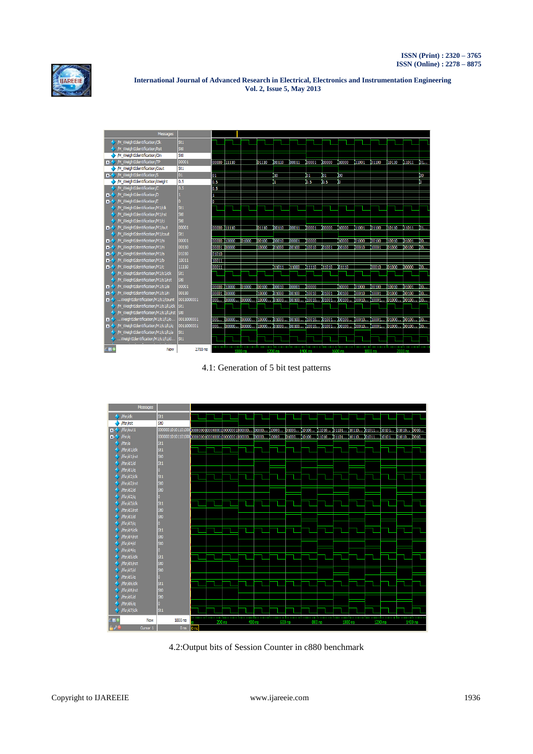4.1: Generation of 5 bit test patterns

4.2:Output bits of Session Counter in c880 benchmark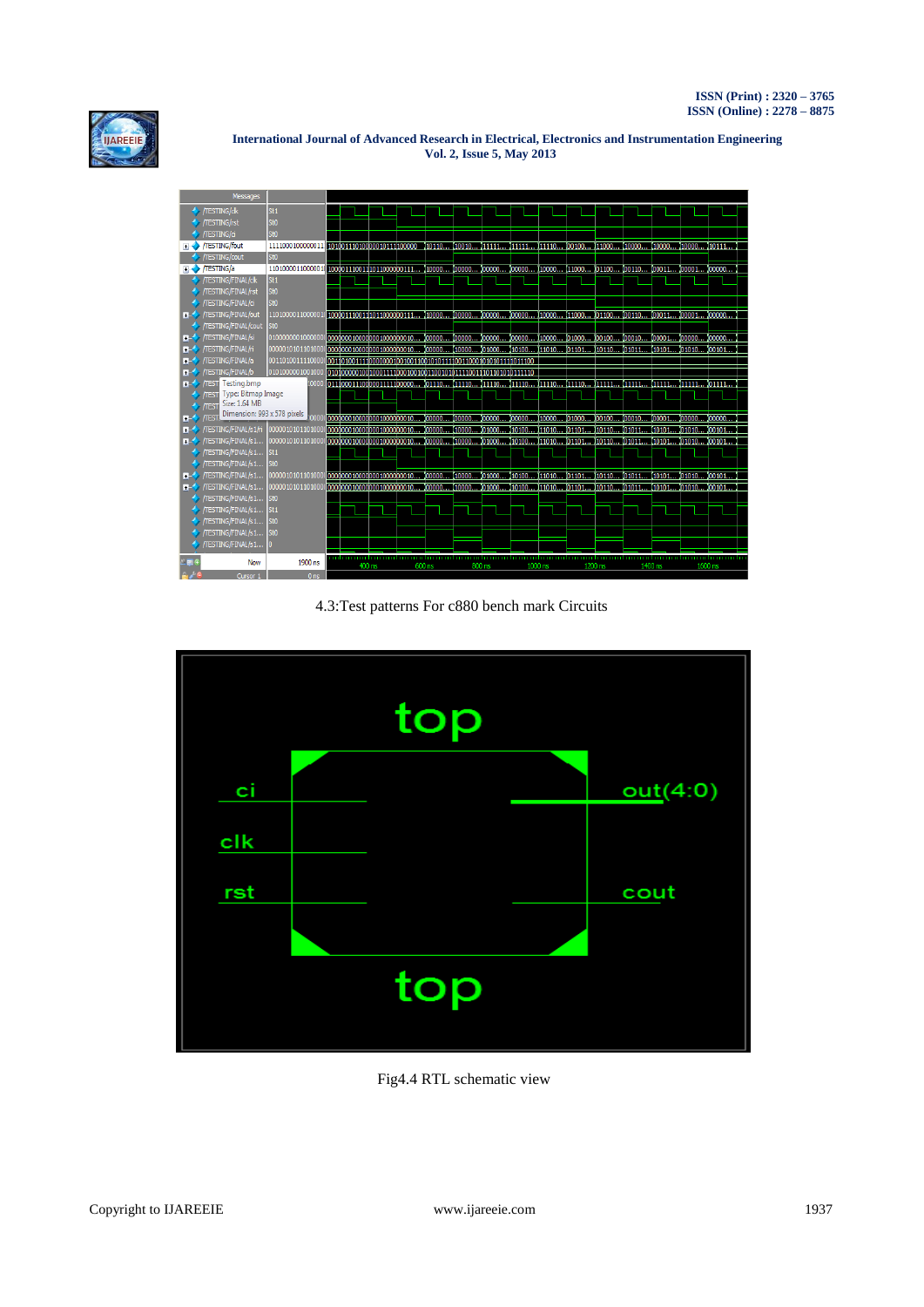4.3:Test patterns For c880 bench mark Circuits

Fig4.4 RTL schematic view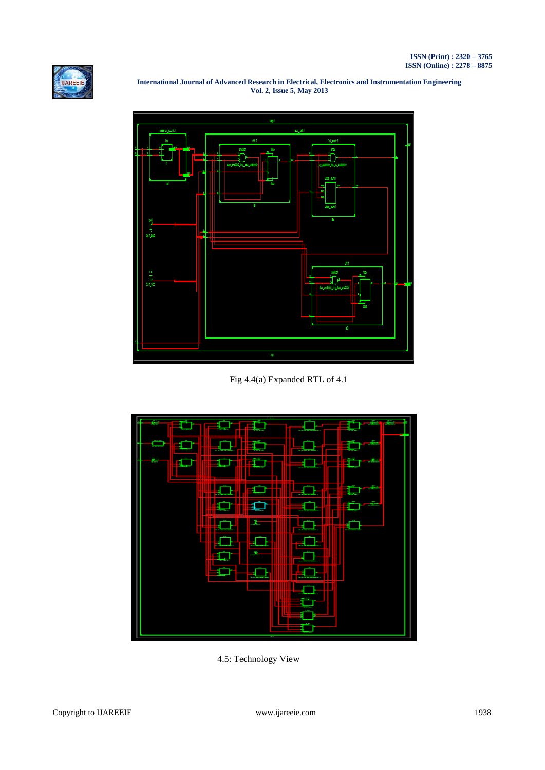Fig 4.4(a) Expanded RTL of 4.1

4.5: Technology View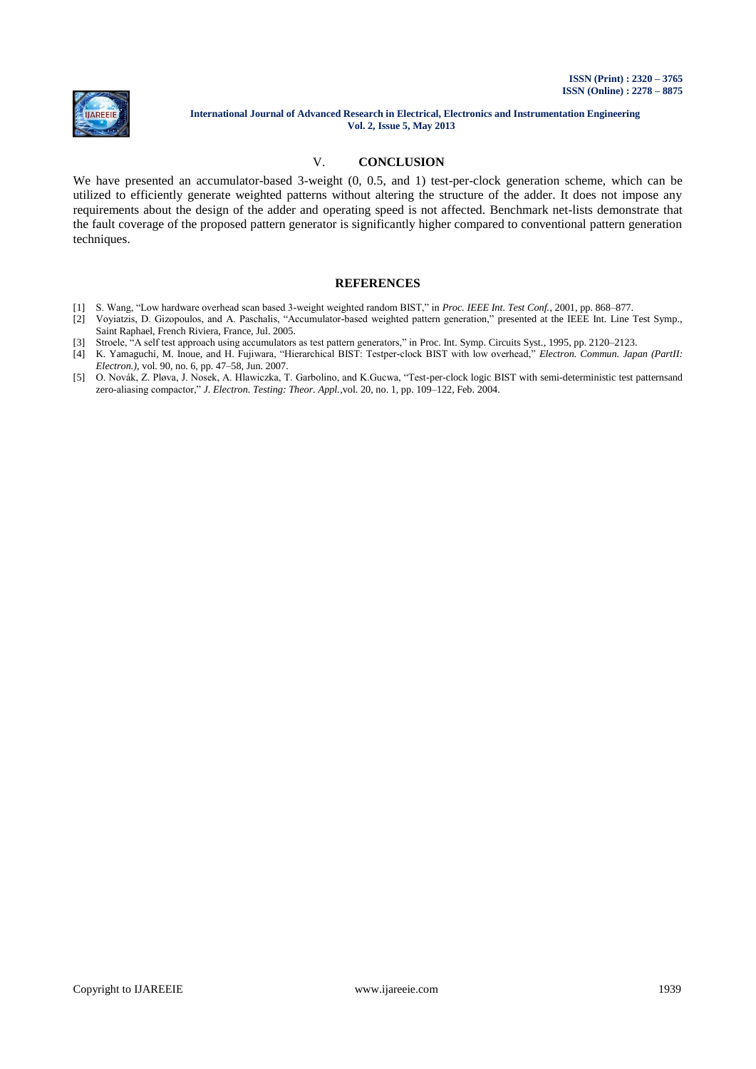## V. CONCLUSION

We have presented an accumulator-based 3-weight (0, 0.5, and 1) test-per-clock generation scheme, which can be utilized to efficiently generate weighted patterns without altering the structure of the adder. It does not impose any requirements about the design of the adder and operating speed is not affected. Benchmark net-lists demonstrate that the fault coverage of the proposed pattern generator is significantly higher compared to conventional pattern generation techniques.

## REFERENCES

[1] S. Wang, "Low hardware overhead scan based 3-weight weighted random BIST," in *Proc. IEEE Int. Test Conf.*, 2001, pp. 868–877.

[2] Voyiatzis, D. Gizopoulos, and A. Paschalis, "Accumulator-based weighted pattern generation," presented at the IEEE Int. Line Test Symp., Saint Raphael, French Riviera, France, Jul. 2005.

[3] Stroele, "A self test approach using accumulators as test pattern generators," in Proc. Int. Symp. Circuits Syst., 1995, pp. 2120–2123.

[4] K. Yamaguchi, M. Inoue, and H. Fujiwara, "Hierarchical BIST: Testper-clock BIST with low overhead," *Electron. Commun. Japan (PartII: Electron.)*, vol. 90, no. 6, pp. 47–58, Jun. 2007.

[5] O. Novák, Z. Pløva, J. Nosek, A. Hlawiczka, T. Garbolino, and K.Gucwa, "Test-per-clock logic BIST with semi-deterministic test patternsand zero-aliasing compactor," *J. Electron. Testing: Theor. Appl.*,vol. 20, no. 1, pp. 109–122, Feb. 2004.